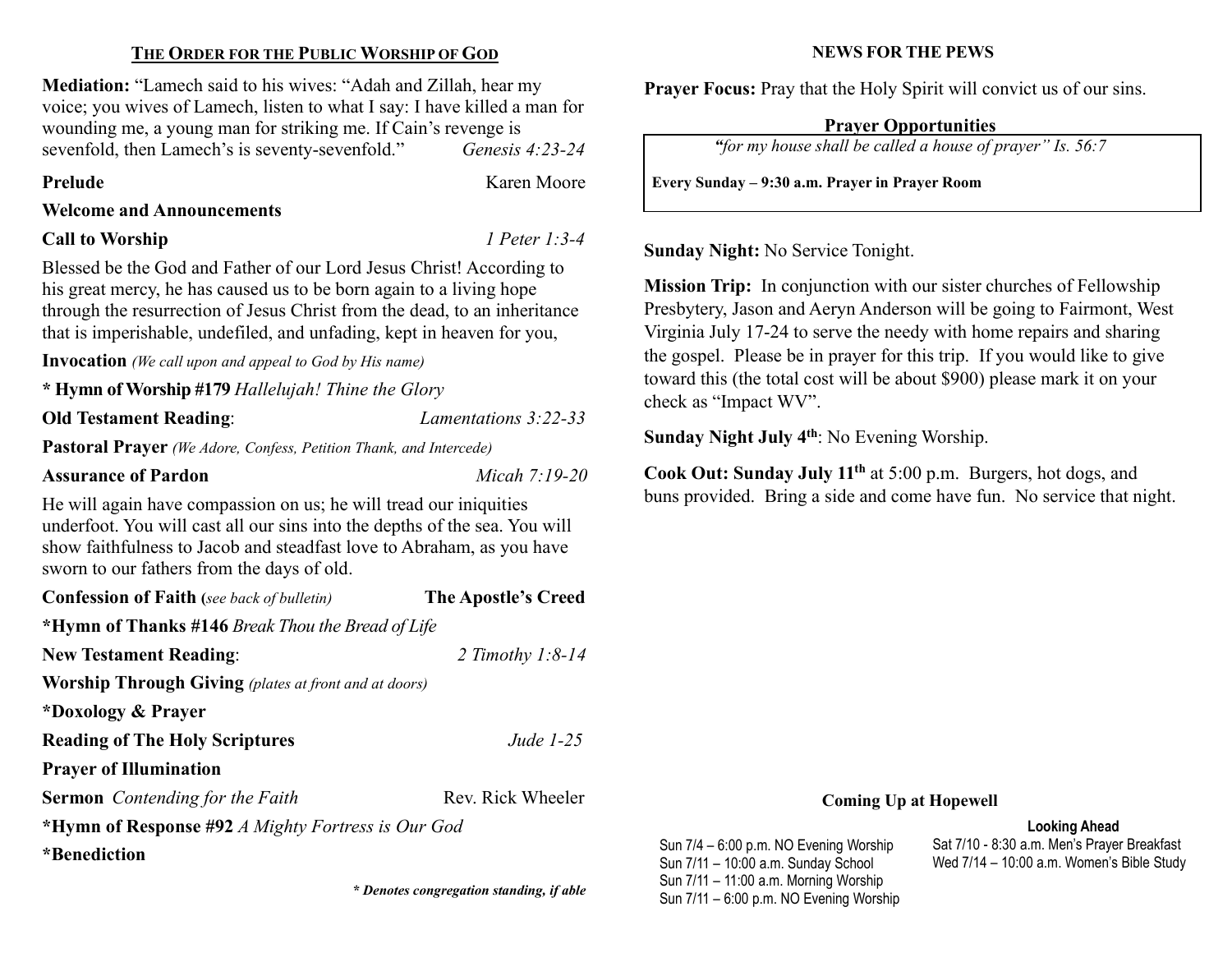## THE ORDER FOR THE PUBLIC WORSHIP OF GOD

**Mediation:** "Lamech said to his wives: "Adah and Zillah, hear my voice; you wives of Lamech, listen to what I say: I have killed a man for wounding me, a young man for striking me. If Cain's revenge is sevenfold, then Lamech's is seventy-sevenfold." *Genesis 4:23-24*

**Prelude** Karen Moore

**Welcome and Announcements**

**Call to Worship** *1 Peter 1:3-4*

Blessed be the God and Father of our Lord Jesus Christ! According to his great mercy, he has caused us to be born again to a living hope through the resurrection of Jesus Christ from the dead, to an inheritance that is imperishable, undefiled, and unfading, kept in heaven for you,

**Invocation** *(We call upon and appeal to God by His name)*

**\* Hymn of Worship #179** *Hallelujah! Thine the Glory*

**Old Testament Reading**: *Lamentations 3:22-33*

**Pastoral Prayer** *(We Adore, Confess, Petition Thank, and Intercede)*

**Assurance of Pardon** *Micah 7:19-20*

He will again have compassion on us; he will tread our iniquities underfoot. You will cast all our sins into the depths of the sea. You will show faithfulness to Jacob and steadfast love to Abraham, as you have sworn to our fathers from the days of old.

**Confession of Faith (***see back of bulletin)* **The Apostle's Creed**

**\*Hymn of Thanks #146** *Break Thou the Bread of Life*

**New Testament Reading**: *2 Timothy 1:8-14*

**Worship Through Giving** *(plates at front and at doors)*

**\*Doxology & Prayer**

**Reading of The Holy Scriptures** *Jude 1-25*

**Prayer of Illumination**

**Sermon** *Contending for the Faith* Rev. Rick Wheeler

**\*Hymn of Response #92** *A Mighty Fortress is Our God*

**\*Benediction**

***\* Denotes congregation standing, if able***

## NEWS FOR THE PEWS

**Prayer Focus:** Pray that the Holy Spirit will convict us of our sins.

### Prayer Opportunities

*"for my house shall be called a house of prayer" Is. 56:7*

**Every Sunday – 9:30 a.m. Prayer in Prayer Room**

**Sunday Night:** No Service Tonight.

**Mission Trip:** In conjunction with our sister churches of Fellowship Presbytery, Jason and Aeryn Anderson will be going to Fairmont, West Virginia July 17-24 to serve the needy with home repairs and sharing the gospel. Please be in prayer for this trip. If you would like to give toward this (the total cost will be about $900) please mark it on your check as "Impact WV".

**Sunday Night July 4th**: No Evening Worship.

**Cook Out: Sunday July 11th** at 5:00 p.m. Burgers, hot dogs, and buns provided. Bring a side and come have fun. No service that night.

### Coming Up at Hopewell

Sun 7/4 – 6:00 p.m. NO Evening Worship
Sun 7/11 – 10:00 a.m. Sunday School
Sun 7/11 – 11:00 a.m. Morning Worship
Sun 7/11 – 6:00 p.m. NO Evening Worship

**Looking Ahead**

Sat 7/10 - 8:30 a.m. Men's Prayer Breakfast
Wed 7/14 – 10:00 a.m. Women's Bible Study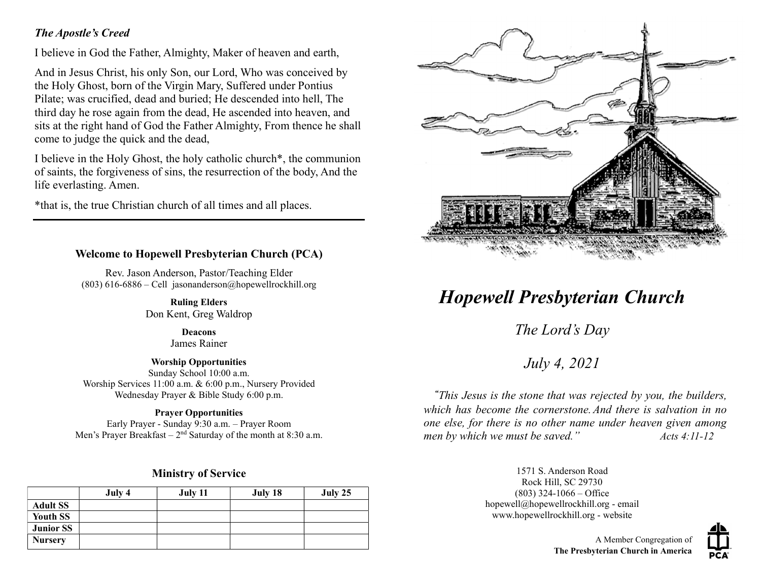*The Apostle's Creed*

I believe in God the Father, Almighty, Maker of heaven and earth,

And in Jesus Christ, his only Son, our Lord, Who was conceived by the Holy Ghost, born of the Virgin Mary, Suffered under Pontius Pilate; was crucified, dead and buried; He descended into hell, The third day he rose again from the dead, He ascended into heaven, and sits at the right hand of God the Father Almighty, From thence he shall come to judge the quick and the dead,

I believe in the Holy Ghost, the holy catholic church*, the communion of saints, the forgiveness of sins, the resurrection of the body, And the life everlasting. Amen.

*that is, the true Christian church of all times and all places.

---

**Welcome to Hopewell Presbyterian Church (PCA)**

Rev. Jason Anderson, Pastor/Teaching Elder
(803) 616-6886 – Cell jasonanderson@hopewellrockhill.org

**Ruling Elders**
Don Kent, Greg Waldrop

**Deacons**
James Rainer

**Worship Opportunities**
Sunday School 10:00 a.m.
Worship Services 11:00 a.m. & 6:00 p.m., Nursery Provided
Wednesday Prayer & Bible Study 6:00 p.m.

**Prayer Opportunities**
Early Prayer - Sunday 9:30 a.m. – Prayer Room
Men's Prayer Breakfast – 2nd Saturday of the month at 8:30 a.m.

**Ministry of Service**

| | July 4 | July 11 | July 18 | July 25 |
|---|---|---|---|---|
| **Adult SS** | | | | |
| **Youth SS** | | | | |
| **Junior SS** | | | | |
| **Nursery** | | | | |

# *Hopewell Presbyterian Church*

*The Lord's Day*

*July 4, 2021*

*"This Jesus is the stone that was rejected by you, the builders, which has become the cornerstone. And there is salvation in no one else, for there is no other name under heaven given among men by which we must be saved."* *Acts 4:11-12*

1571 S. Anderson Road
Rock Hill, SC 29730
(803) 324-1066 – Office
hopewell@hopewellrockhill.org - email
www.hopewellrockhill.org - website

A Member Congregation of
**The Presbyterian Church in America**